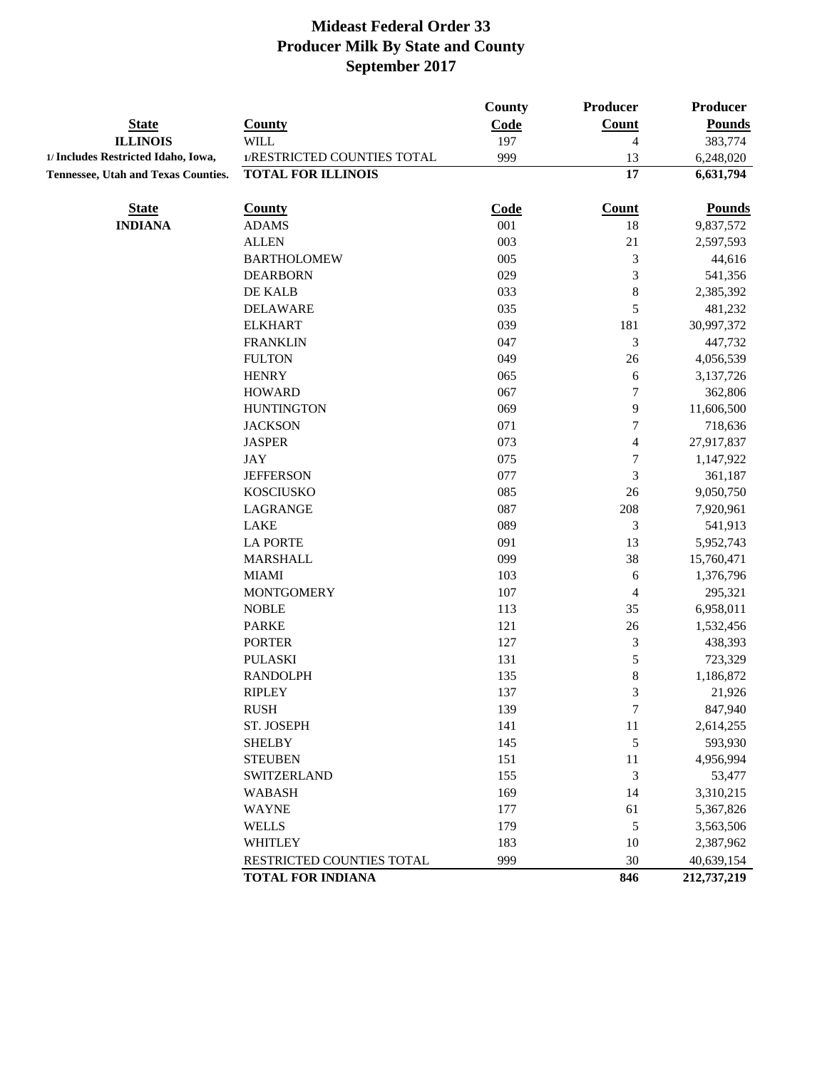# Mideast Federal Order 33
## Producer Milk By State and County
## September 2017

| State | County | County Code | Producer Count | Producer Pounds |
|---|---|---|---|---|
| **ILLINOIS** | WILL | 197 | 4 | 383,774 |
| 1/ Includes Restricted Idaho, Iowa, | 1/RESTRICTED COUNTIES TOTAL | 999 | 13 | 6,248,020 |
| Tennessee, Utah and Texas Counties. | **TOTAL FOR ILLINOIS** | | **17** | **6,631,794** |

| State | County | Code | Count | Pounds |
|---|---|---|---|---|
| **INDIANA** | ADAMS | 001 | 18 | 9,837,572 |
| | ALLEN | 003 | 21 | 2,597,593 |
| | BARTHOLOMEW | 005 | 3 | 44,616 |
| | DEARBORN | 029 | 3 | 541,356 |
| | DE KALB | 033 | 8 | 2,385,392 |
| | DELAWARE | 035 | 5 | 481,232 |
| | ELKHART | 039 | 181 | 30,997,372 |
| | FRANKLIN | 047 | 3 | 447,732 |
| | FULTON | 049 | 26 | 4,056,539 |
| | HENRY | 065 | 6 | 3,137,726 |
| | HOWARD | 067 | 7 | 362,806 |
| | HUNTINGTON | 069 | 9 | 11,606,500 |
| | JACKSON | 071 | 7 | 718,636 |
| | JASPER | 073 | 4 | 27,917,837 |
| | JAY | 075 | 7 | 1,147,922 |
| | JEFFERSON | 077 | 3 | 361,187 |
| | KOSCIUSKO | 085 | 26 | 9,050,750 |
| | LAGRANGE | 087 | 208 | 7,920,961 |
| | LAKE | 089 | 3 | 541,913 |
| | LA PORTE | 091 | 13 | 5,952,743 |
| | MARSHALL | 099 | 38 | 15,760,471 |
| | MIAMI | 103 | 6 | 1,376,796 |
| | MONTGOMERY | 107 | 4 | 295,321 |
| | NOBLE | 113 | 35 | 6,958,011 |
| | PARKE | 121 | 26 | 1,532,456 |
| | PORTER | 127 | 3 | 438,393 |
| | PULASKI | 131 | 5 | 723,329 |
| | RANDOLPH | 135 | 8 | 1,186,872 |
| | RIPLEY | 137 | 3 | 21,926 |
| | RUSH | 139 | 7 | 847,940 |
| | ST. JOSEPH | 141 | 11 | 2,614,255 |
| | SHELBY | 145 | 5 | 593,930 |
| | STEUBEN | 151 | 11 | 4,956,994 |
| | SWITZERLAND | 155 | 3 | 53,477 |
| | WABASH | 169 | 14 | 3,310,215 |
| | WAYNE | 177 | 61 | 5,367,826 |
| | WELLS | 179 | 5 | 3,563,506 |
| | WHITLEY | 183 | 10 | 2,387,962 |
| | RESTRICTED COUNTIES TOTAL | 999 | 30 | 40,639,154 |
| | **TOTAL FOR INDIANA** | | **846** | **212,737,219** |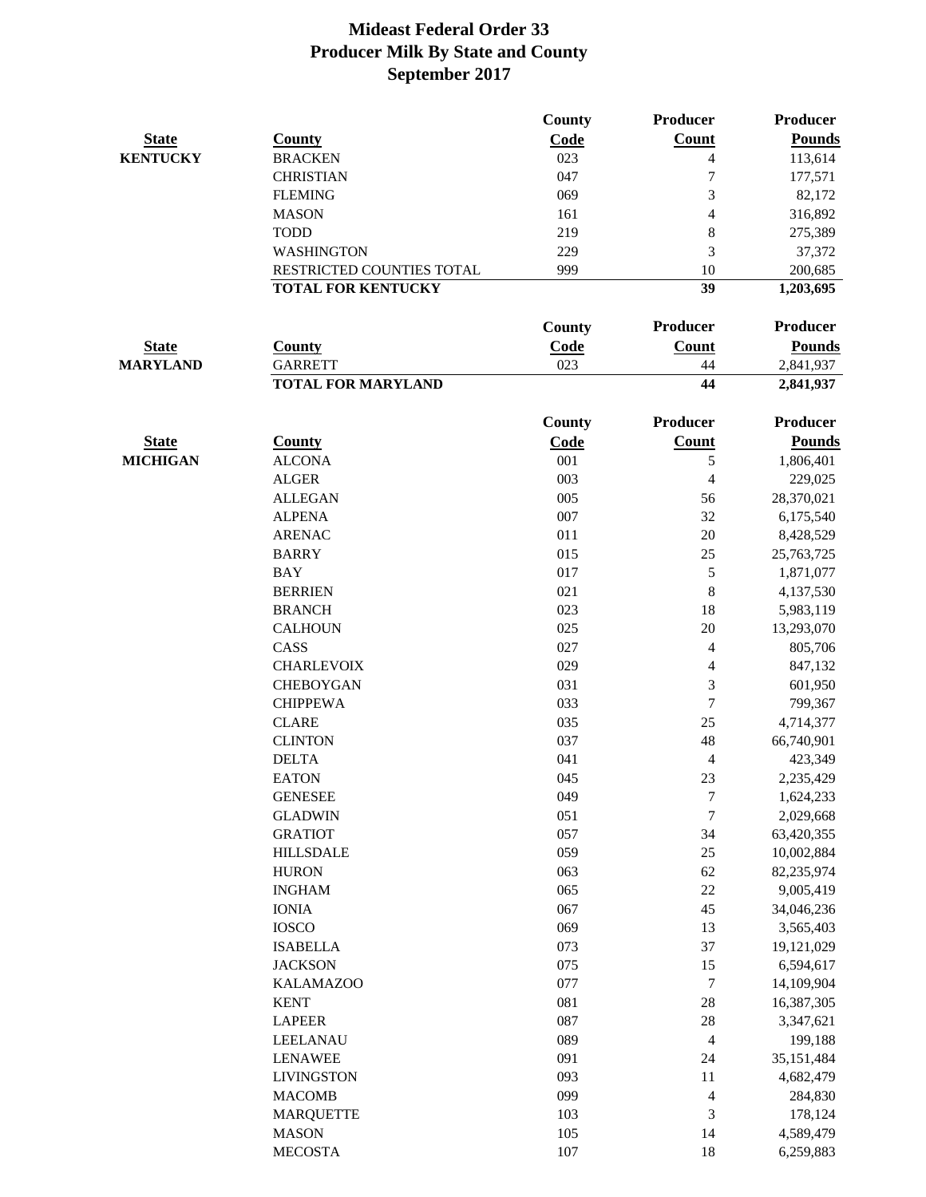# Mideast Federal Order 33
## Producer Milk By State and County
## September 2017

| State | County | County Code | Producer Count | Producer Pounds |
|---|---|---|---|---|
| **KENTUCKY** | BRACKEN | 023 | 4 | 113,614 |
| | CHRISTIAN | 047 | 7 | 177,571 |
| | FLEMING | 069 | 3 | 82,172 |
| | MASON | 161 | 4 | 316,892 |
| | TODD | 219 | 8 | 275,389 |
| | WASHINGTON | 229 | 3 | 37,372 |
| | RESTRICTED COUNTIES TOTAL | 999 | 10 | 200,685 |
| | **TOTAL FOR KENTUCKY** | | **39** | **1,203,695** |

| State | County | County Code | Producer Count | Producer Pounds |
|---|---|---|---|---|
| **MARYLAND** | GARRETT | 023 | 44 | 2,841,937 |
| | **TOTAL FOR MARYLAND** | | **44** | **2,841,937** |

| State | County | County Code | Producer Count | Producer Pounds |
|---|---|---|---|---|
| **MICHIGAN** | ALCONA | 001 | 5 | 1,806,401 |
| | ALGER | 003 | 4 | 229,025 |
| | ALLEGAN | 005 | 56 | 28,370,021 |
| | ALPENA | 007 | 32 | 6,175,540 |
| | ARENAC | 011 | 20 | 8,428,529 |
| | BARRY | 015 | 25 | 25,763,725 |
| | BAY | 017 | 5 | 1,871,077 |
| | BERRIEN | 021 | 8 | 4,137,530 |
| | BRANCH | 023 | 18 | 5,983,119 |
| | CALHOUN | 025 | 20 | 13,293,070 |
| | CASS | 027 | 4 | 805,706 |
| | CHARLEVOIX | 029 | 4 | 847,132 |
| | CHEBOYGAN | 031 | 3 | 601,950 |
| | CHIPPEWA | 033 | 7 | 799,367 |
| | CLARE | 035 | 25 | 4,714,377 |
| | CLINTON | 037 | 48 | 66,740,901 |
| | DELTA | 041 | 4 | 423,349 |
| | EATON | 045 | 23 | 2,235,429 |
| | GENESEE | 049 | 7 | 1,624,233 |
| | GLADWIN | 051 | 7 | 2,029,668 |
| | GRATIOT | 057 | 34 | 63,420,355 |
| | HILLSDALE | 059 | 25 | 10,002,884 |
| | HURON | 063 | 62 | 82,235,974 |
| | INGHAM | 065 | 22 | 9,005,419 |
| | IONIA | 067 | 45 | 34,046,236 |
| | IOSCO | 069 | 13 | 3,565,403 |
| | ISABELLA | 073 | 37 | 19,121,029 |
| | JACKSON | 075 | 15 | 6,594,617 |
| | KALAMAZOO | 077 | 7 | 14,109,904 |
| | KENT | 081 | 28 | 16,387,305 |
| | LAPEER | 087 | 28 | 3,347,621 |
| | LEELANAU | 089 | 4 | 199,188 |
| | LENAWEE | 091 | 24 | 35,151,484 |
| | LIVINGSTON | 093 | 11 | 4,682,479 |
| | MACOMB | 099 | 4 | 284,830 |
| | MARQUETTE | 103 | 3 | 178,124 |
| | MASON | 105 | 14 | 4,589,479 |
| | MECOSTA | 107 | 18 | 6,259,883 |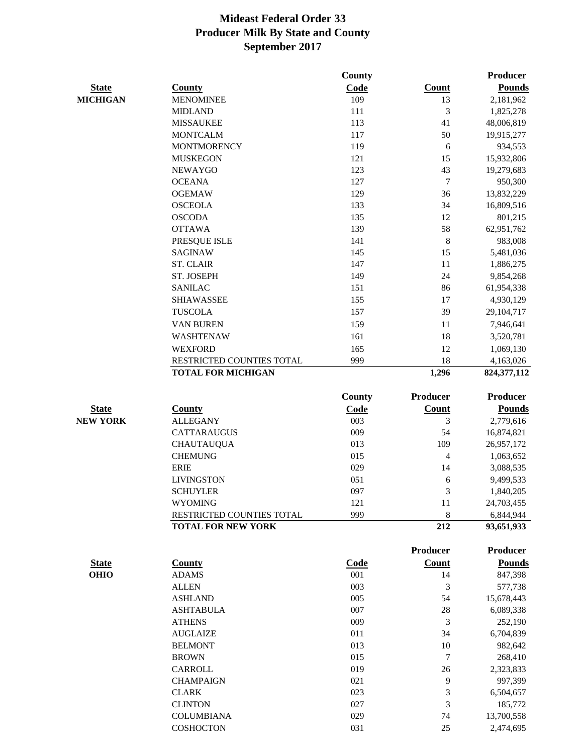# Mideast Federal Order 33
## Producer Milk By State and County
### September 2017

| State | County | County Code | Count | Producer Pounds |
|---|---|---|---|---|
| **MICHIGAN** | MENOMINEE | 109 | 13 | 2,181,962 |
| | MIDLAND | 111 | 3 | 1,825,278 |
| | MISSAUKEE | 113 | 41 | 48,006,819 |
| | MONTCALM | 117 | 50 | 19,915,277 |
| | MONTMORENCY | 119 | 6 | 934,553 |
| | MUSKEGON | 121 | 15 | 15,932,806 |
| | NEWAYGO | 123 | 43 | 19,279,683 |
| | OCEANA | 127 | 7 | 950,300 |
| | OGEMAW | 129 | 36 | 13,832,229 |
| | OSCEOLA | 133 | 34 | 16,809,516 |
| | OSCODA | 135 | 12 | 801,215 |
| | OTTAWA | 139 | 58 | 62,951,762 |
| | PRESQUE ISLE | 141 | 8 | 983,008 |
| | SAGINAW | 145 | 15 | 5,481,036 |
| | ST. CLAIR | 147 | 11 | 1,886,275 |
| | ST. JOSEPH | 149 | 24 | 9,854,268 |
| | SANILAC | 151 | 86 | 61,954,338 |
| | SHIAWASSEE | 155 | 17 | 4,930,129 |
| | TUSCOLA | 157 | 39 | 29,104,717 |
| | VAN BUREN | 159 | 11 | 7,946,641 |
| | WASHTENAW | 161 | 18 | 3,520,781 |
| | WEXFORD | 165 | 12 | 1,069,130 |
| | RESTRICTED COUNTIES TOTAL | 999 | 18 | 4,163,026 |
| | **TOTAL FOR MICHIGAN** | | **1,296** | **824,377,112** |

| State | County | County Code | Producer Count | Producer Pounds |
|---|---|---|---|---|
| **NEW YORK** | ALLEGANY | 003 | 3 | 2,779,616 |
| | CATTARAUGUS | 009 | 54 | 16,874,821 |
| | CHAUTAUQUA | 013 | 109 | 26,957,172 |
| | CHEMUNG | 015 | 4 | 1,063,652 |
| | ERIE | 029 | 14 | 3,088,535 |
| | LIVINGSTON | 051 | 6 | 9,499,533 |
| | SCHUYLER | 097 | 3 | 1,840,205 |
| | WYOMING | 121 | 11 | 24,703,455 |
| | RESTRICTED COUNTIES TOTAL | 999 | 8 | 6,844,944 |
| | **TOTAL FOR NEW YORK** | | **212** | **93,651,933** |

| State | County | Code | Producer Count | Producer Pounds |
|---|---|---|---|---|
| **OHIO** | ADAMS | 001 | 14 | 847,398 |
| | ALLEN | 003 | 3 | 577,738 |
| | ASHLAND | 005 | 54 | 15,678,443 |
| | ASHTABULA | 007 | 28 | 6,089,338 |
| | ATHENS | 009 | 3 | 252,190 |
| | AUGLAIZE | 011 | 34 | 6,704,839 |
| | BELMONT | 013 | 10 | 982,642 |
| | BROWN | 015 | 7 | 268,410 |
| | CARROLL | 019 | 26 | 2,323,833 |
| | CHAMPAIGN | 021 | 9 | 997,399 |
| | CLARK | 023 | 3 | 6,504,657 |
| | CLINTON | 027 | 3 | 185,772 |
| | COLUMBIANA | 029 | 74 | 13,700,558 |
| | COSHOCTON | 031 | 25 | 2,474,695 |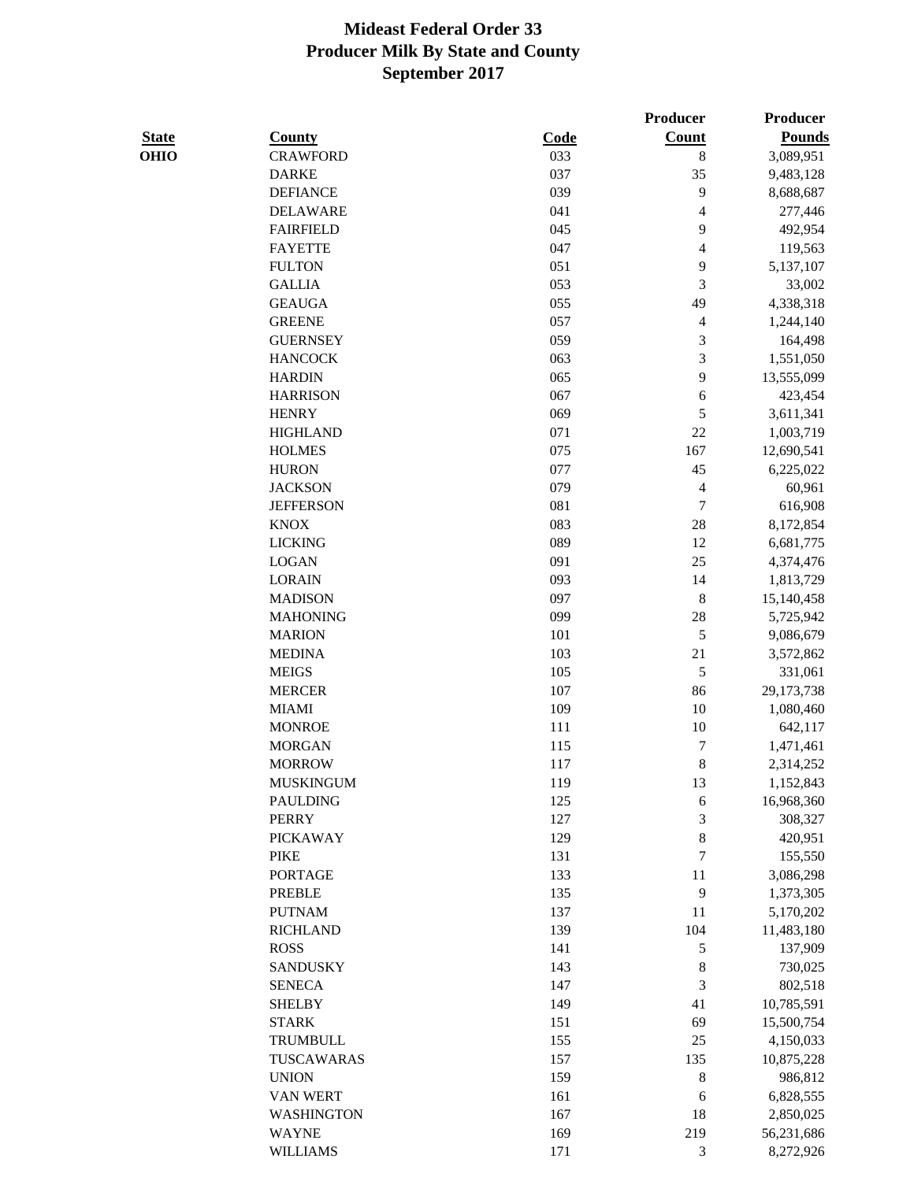# Mideast Federal Order 33
## Producer Milk By State and County
## September 2017

| State | County | Code | Producer Count | Producer Pounds |
|---|---|---|---|---|
| OHIO | CRAWFORD | 033 | 8 | 3,089,951 |
| | DARKE | 037 | 35 | 9,483,128 |
| | DEFIANCE | 039 | 9 | 8,688,687 |
| | DELAWARE | 041 | 4 | 277,446 |
| | FAIRFIELD | 045 | 9 | 492,954 |
| | FAYETTE | 047 | 4 | 119,563 |
| | FULTON | 051 | 9 | 5,137,107 |
| | GALLIA | 053 | 3 | 33,002 |
| | GEAUGA | 055 | 49 | 4,338,318 |
| | GREENE | 057 | 4 | 1,244,140 |
| | GUERNSEY | 059 | 3 | 164,498 |
| | HANCOCK | 063 | 3 | 1,551,050 |
| | HARDIN | 065 | 9 | 13,555,099 |
| | HARRISON | 067 | 6 | 423,454 |
| | HENRY | 069 | 5 | 3,611,341 |
| | HIGHLAND | 071 | 22 | 1,003,719 |
| | HOLMES | 075 | 167 | 12,690,541 |
| | HURON | 077 | 45 | 6,225,022 |
| | JACKSON | 079 | 4 | 60,961 |
| | JEFFERSON | 081 | 7 | 616,908 |
| | KNOX | 083 | 28 | 8,172,854 |
| | LICKING | 089 | 12 | 6,681,775 |
| | LOGAN | 091 | 25 | 4,374,476 |
| | LORAIN | 093 | 14 | 1,813,729 |
| | MADISON | 097 | 8 | 15,140,458 |
| | MAHONING | 099 | 28 | 5,725,942 |
| | MARION | 101 | 5 | 9,086,679 |
| | MEDINA | 103 | 21 | 3,572,862 |
| | MEIGS | 105 | 5 | 331,061 |
| | MERCER | 107 | 86 | 29,173,738 |
| | MIAMI | 109 | 10 | 1,080,460 |
| | MONROE | 111 | 10 | 642,117 |
| | MORGAN | 115 | 7 | 1,471,461 |
| | MORROW | 117 | 8 | 2,314,252 |
| | MUSKINGUM | 119 | 13 | 1,152,843 |
| | PAULDING | 125 | 6 | 16,968,360 |
| | PERRY | 127 | 3 | 308,327 |
| | PICKAWAY | 129 | 8 | 420,951 |
| | PIKE | 131 | 7 | 155,550 |
| | PORTAGE | 133 | 11 | 3,086,298 |
| | PREBLE | 135 | 9 | 1,373,305 |
| | PUTNAM | 137 | 11 | 5,170,202 |
| | RICHLAND | 139 | 104 | 11,483,180 |
| | ROSS | 141 | 5 | 137,909 |
| | SANDUSKY | 143 | 8 | 730,025 |
| | SENECA | 147 | 3 | 802,518 |
| | SHELBY | 149 | 41 | 10,785,591 |
| | STARK | 151 | 69 | 15,500,754 |
| | TRUMBULL | 155 | 25 | 4,150,033 |
| | TUSCAWARAS | 157 | 135 | 10,875,228 |
| | UNION | 159 | 8 | 986,812 |
| | VAN WERT | 161 | 6 | 6,828,555 |
| | WASHINGTON | 167 | 18 | 2,850,025 |
| | WAYNE | 169 | 219 | 56,231,686 |
| | WILLIAMS | 171 | 3 | 8,272,926 |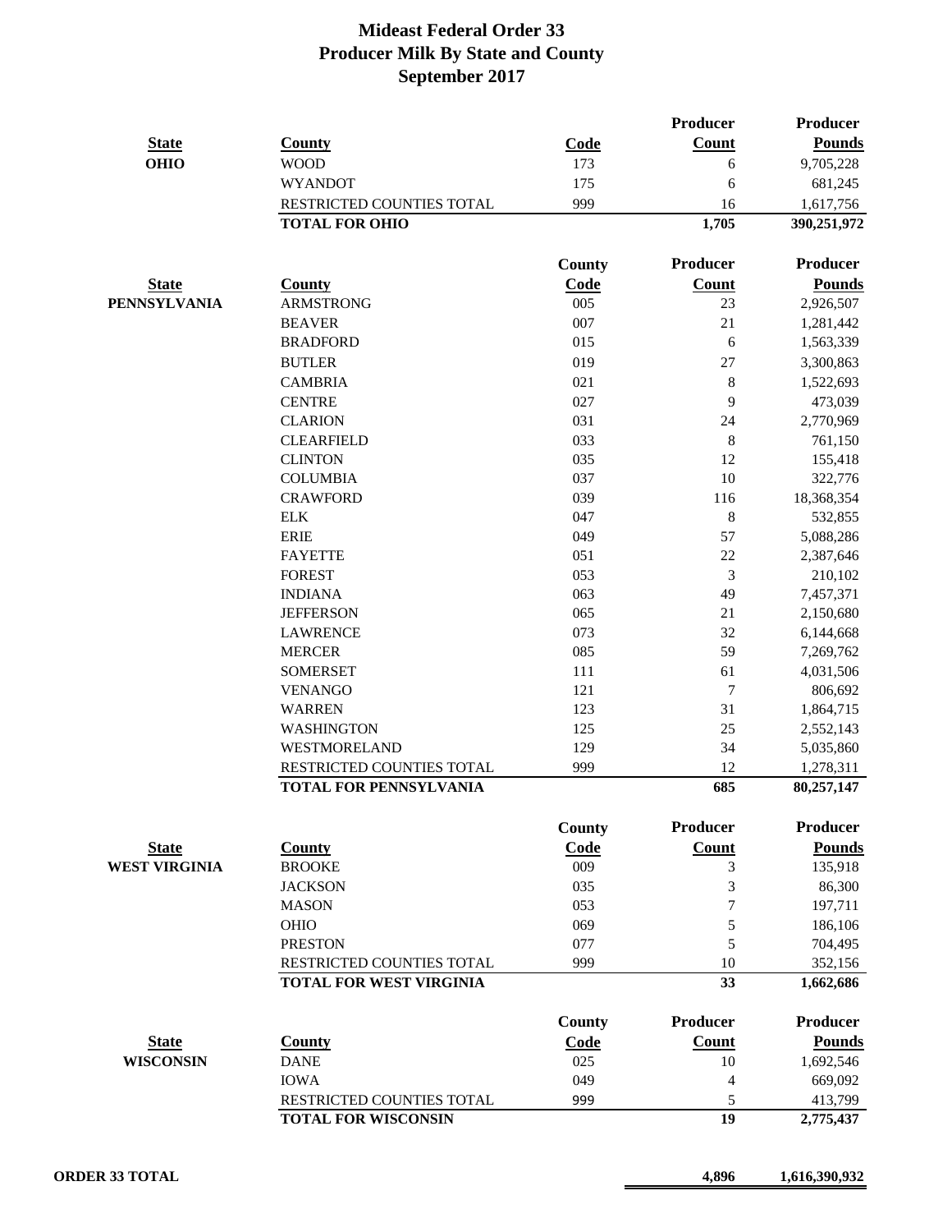# Mideast Federal Order 33
## Producer Milk By State and County
## September 2017

| State | County | Code | Producer Count | Producer Pounds |
|---|---|---|---|---|
| OHIO | WOOD | 173 | 6 | 9,705,228 |
| | WYANDOT | 175 | 6 | 681,245 |
| | RESTRICTED COUNTIES TOTAL | 999 | 16 | 1,617,756 |
| | **TOTAL FOR OHIO** | | **1,705** | **390,251,972** |

| State | County | County Code | Producer Count | Producer Pounds |
|---|---|---|---|---|
| PENNSYLVANIA | ARMSTRONG | 005 | 23 | 2,926,507 |
| | BEAVER | 007 | 21 | 1,281,442 |
| | BRADFORD | 015 | 6 | 1,563,339 |
| | BUTLER | 019 | 27 | 3,300,863 |
| | CAMBRIA | 021 | 8 | 1,522,693 |
| | CENTRE | 027 | 9 | 473,039 |
| | CLARION | 031 | 24 | 2,770,969 |
| | CLEARFIELD | 033 | 8 | 761,150 |
| | CLINTON | 035 | 12 | 155,418 |
| | COLUMBIA | 037 | 10 | 322,776 |
| | CRAWFORD | 039 | 116 | 18,368,354 |
| | ELK | 047 | 8 | 532,855 |
| | ERIE | 049 | 57 | 5,088,286 |
| | FAYETTE | 051 | 22 | 2,387,646 |
| | FOREST | 053 | 3 | 210,102 |
| | INDIANA | 063 | 49 | 7,457,371 |
| | JEFFERSON | 065 | 21 | 2,150,680 |
| | LAWRENCE | 073 | 32 | 6,144,668 |
| | MERCER | 085 | 59 | 7,269,762 |
| | SOMERSET | 111 | 61 | 4,031,506 |
| | VENANGO | 121 | 7 | 806,692 |
| | WARREN | 123 | 31 | 1,864,715 |
| | WASHINGTON | 125 | 25 | 2,552,143 |
| | WESTMORELAND | 129 | 34 | 5,035,860 |
| | RESTRICTED COUNTIES TOTAL | 999 | 12 | 1,278,311 |
| | **TOTAL FOR PENNSYLVANIA** | | **685** | **80,257,147** |

| State | County | County Code | Producer Count | Producer Pounds |
|---|---|---|---|---|
| WEST VIRGINIA | BROOKE | 009 | 3 | 135,918 |
| | JACKSON | 035 | 3 | 86,300 |
| | MASON | 053 | 7 | 197,711 |
| | OHIO | 069 | 5 | 186,106 |
| | PRESTON | 077 | 5 | 704,495 |
| | RESTRICTED COUNTIES TOTAL | 999 | 10 | 352,156 |
| | **TOTAL FOR WEST VIRGINIA** | | **33** | **1,662,686** |

| State | County | County Code | Producer Count | Producer Pounds |
|---|---|---|---|---|
| WISCONSIN | DANE | 025 | 10 | 1,692,546 |
| | IOWA | 049 | 4 | 669,092 |
| | RESTRICTED COUNTIES TOTAL | 999 | 5 | 413,799 |
| | **TOTAL FOR WISCONSIN** | | **19** | **2,775,437** |

| | Producer Count | Producer Pounds |
|---|---|---|
| **ORDER 33 TOTAL** | **4,896** | **1,616,390,932** |